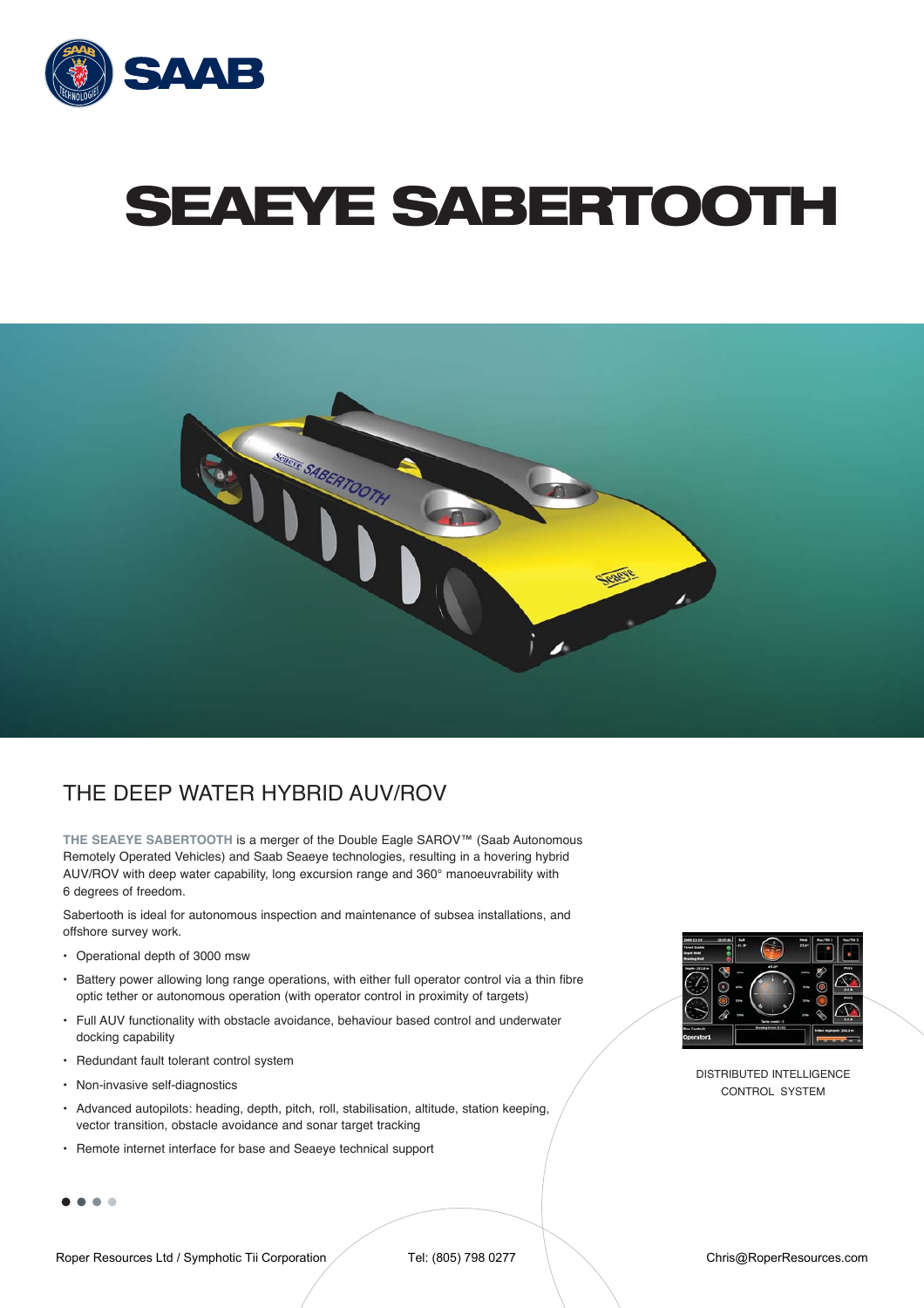SAAB

# SEAEYE SABERTOOTH

## THE DEEP WATER HYBRID AUV/ROV

**THE SEAEYE SABERTOOTH** is a merger of the Double Eagle SAROV™ (Saab Autonomous Remotely Operated Vehicles) and Saab Seaeye technologies, resulting in a hovering hybrid AUV/ROV with deep water capability, long excursion range and 360° manoeuvrability with 6 degrees of freedom.

Sabertooth is ideal for autonomous inspection and maintenance of subsea installations, and offshore survey work.

- Operational depth of 3000 msw
- Battery power allowing long range operations, with either full operator control via a thin fibre optic tether or autonomous operation (with operator control in proximity of targets)
- Full AUV functionality with obstacle avoidance, behaviour based control and underwater docking capability
- Redundant fault tolerant control system
- Non-invasive self-diagnostics
- Advanced autopilots: heading, depth, pitch, roll, stabilisation, altitude, station keeping, vector transition, obstacle avoidance and sonar target tracking
- Remote internet interface for base and Seaeye technical support

DISTRIBUTED INTELLIGENCE CONTROL SYSTEM

Roper Resources Ltd / Symphotic Tii Corporation Tel: (805) 798 0277 Chris@RoperResources.com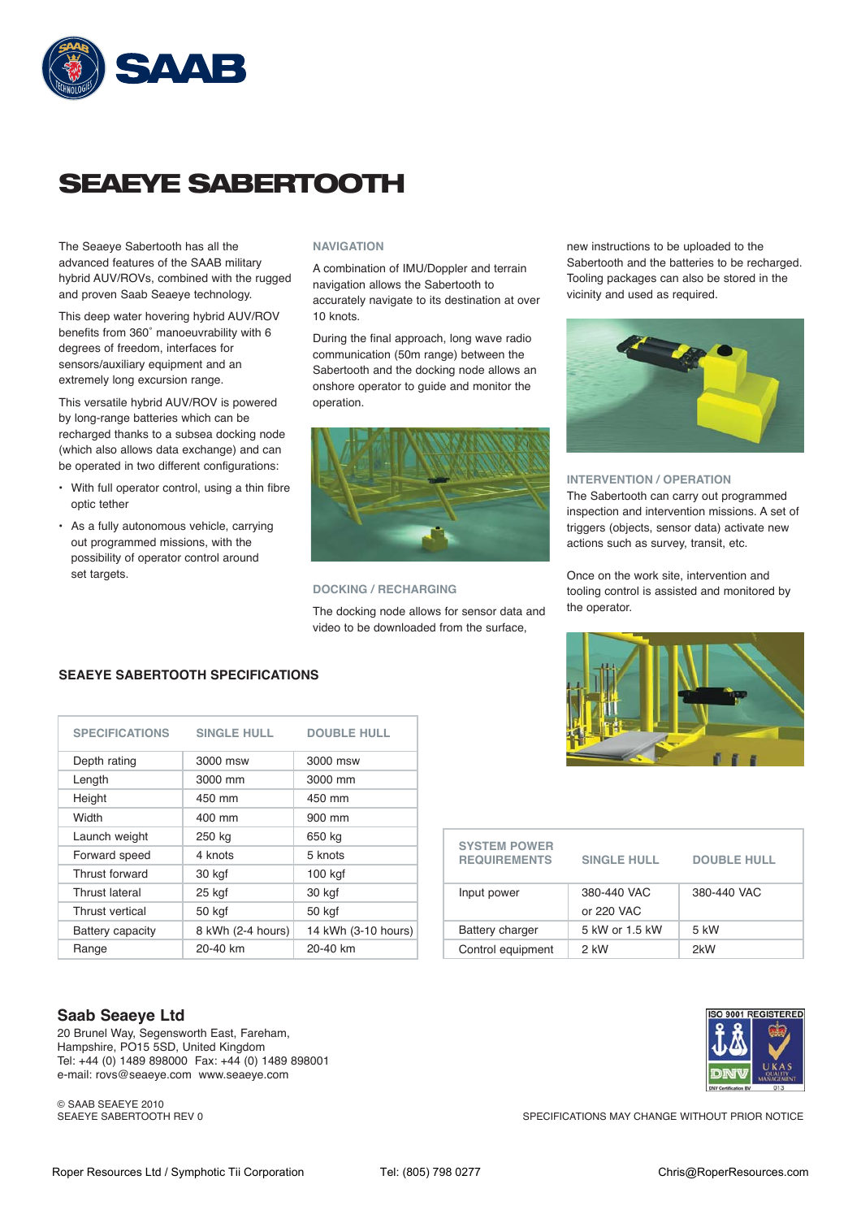# SEAEYE SABERTOOTH

The Seaeye Sabertooth has all the advanced features of the SAAB military hybrid AUV/ROVs, combined with the rugged and proven Saab Seaeye technology.

This deep water hovering hybrid AUV/ROV benefits from 360˚ manoeuvrability with 6 degrees of freedom, interfaces for sensors/auxiliary equipment and an extremely long excursion range.

This versatile hybrid AUV/ROV is powered by long-range batteries which can be recharged thanks to a subsea docking node (which also allows data exchange) and can be operated in two different configurations:

- With full operator control, using a thin fibre optic tether
- As a fully autonomous vehicle, carrying out programmed missions, with the possibility of operator control around set targets.

### NAVIGATION

A combination of IMU/Doppler and terrain navigation allows the Sabertooth to accurately navigate to its destination at over 10 knots.

During the final approach, long wave radio communication (50m range) between the Sabertooth and the docking node allows an onshore operator to guide and monitor the operation.

### DOCKING / RECHARGING

The docking node allows for sensor data and video to be downloaded from the surface, new instructions to be uploaded to the Sabertooth and the batteries to be recharged. Tooling packages can also be stored in the vicinity and used as required.

### INTERVENTION / OPERATION

The Sabertooth can carry out programmed inspection and intervention missions. A set of triggers (objects, sensor data) activate new actions such as survey, transit, etc.

Once on the work site, intervention and tooling control is assisted and monitored by the operator.

## SEAEYE SABERTOOTH SPECIFICATIONS

| SPECIFICATIONS | SINGLE HULL | DOUBLE HULL |
|---|---|---|
| Depth rating | 3000 msw | 3000 msw |
| Length | 3000 mm | 3000 mm |
| Height | 450 mm | 450 mm |
| Width | 400 mm | 900 mm |
| Launch weight | 250 kg | 650 kg |
| Forward speed | 4 knots | 5 knots |
| Thrust forward | 30 kgf | 100 kgf |
| Thrust lateral | 25 kgf | 30 kgf |
| Thrust vertical | 50 kgf | 50 kgf |
| Battery capacity | 8 kWh (2-4 hours) | 14 kWh (3-10 hours) |
| Range | 20-40 km | 20-40 km |

| SYSTEM POWER REQUIREMENTS | SINGLE HULL | DOUBLE HULL |
|---|---|---|
| Input power | 380-440 VAC or 220 VAC | 380-440 VAC |
| Battery charger | 5 kW or 1.5 kW | 5 kW |
| Control equipment | 2 kW | 2kW |

**Saab Seaeye Ltd**
20 Brunel Way, Segensworth East, Fareham, Hampshire, PO15 5SD, United Kingdom
Tel: +44 (0) 1489 898000 Fax: +44 (0) 1489 898001
e-mail: rovs@seaeye.com www.seaeye.com

© SAAB SEAEYE 2010
SEAEYE SABERTOOTH REV 0

SPECIFICATIONS MAY CHANGE WITHOUT PRIOR NOTICE

Roper Resources Ltd / Symphotic Tii Corporation Tel: (805) 798 0277 Chris@RoperResources.com